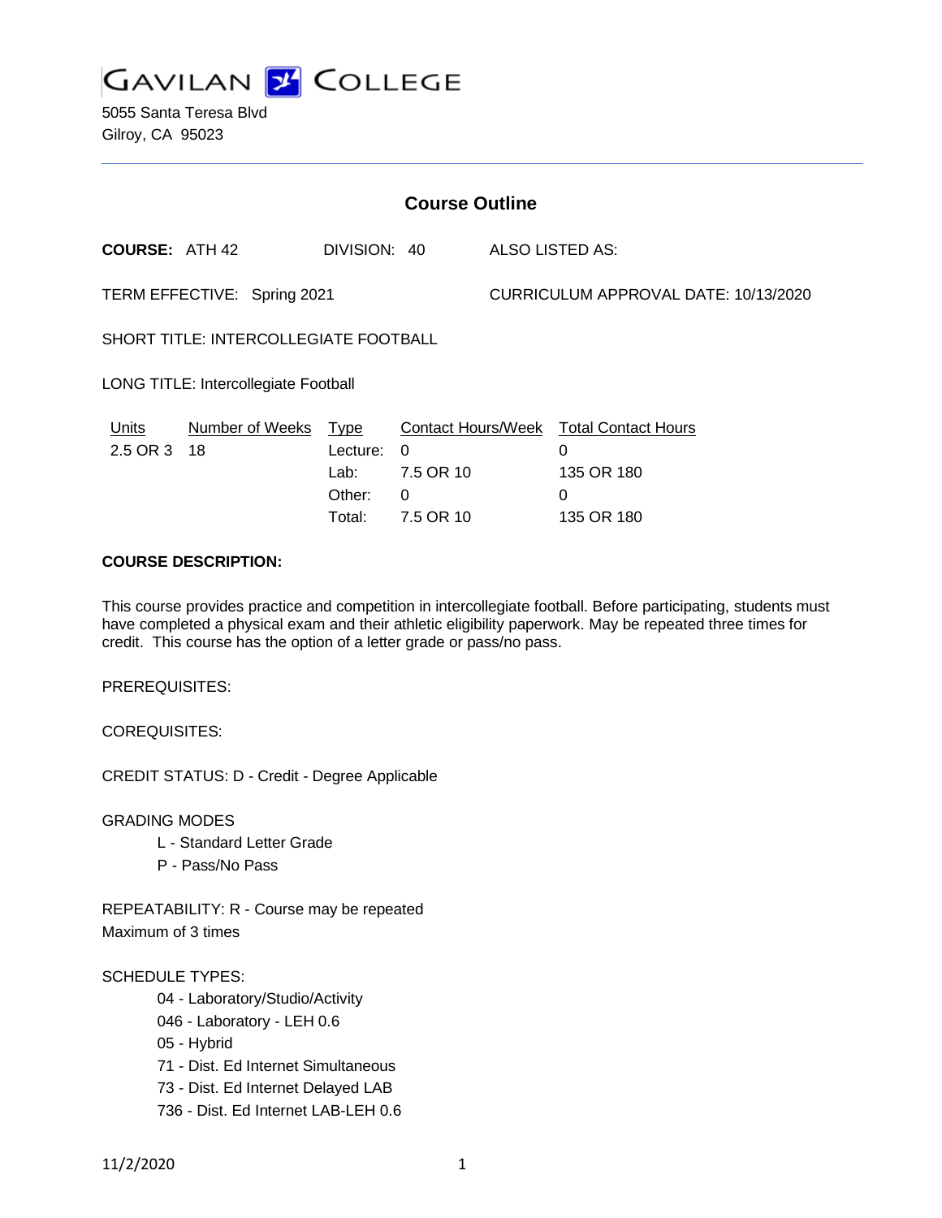# GAVILAN COLLEGE

5055 Santa Teresa Blvd
Gilroy, CA 95023

## Course Outline

**COURSE:** ATH 42 DIVISION: 40 ALSO LISTED AS:

TERM EFFECTIVE: Spring 2021 CURRICULUM APPROVAL DATE: 10/13/2020

SHORT TITLE: INTERCOLLEGIATE FOOTBALL

LONG TITLE: Intercollegiate Football

| Units | Number of Weeks | Type | Contact Hours/Week | Total Contact Hours |
|---|---|---|---|---|
| 2.5 OR 3 | 18 | Lecture: | 0 | 0 |
| | | Lab: | 7.5 OR 10 | 135 OR 180 |
| | | Other: | 0 | 0 |
| | | Total: | 7.5 OR 10 | 135 OR 180 |

**COURSE DESCRIPTION:**

This course provides practice and competition in intercollegiate football. Before participating, students must have completed a physical exam and their athletic eligibility paperwork. May be repeated three times for credit. This course has the option of a letter grade or pass/no pass.

PREREQUISITES:

COREQUISITES:

CREDIT STATUS: D - Credit - Degree Applicable

GRADING MODES

- L - Standard Letter Grade
- P - Pass/No Pass

REPEATABILITY: R - Course may be repeated
Maximum of 3 times

SCHEDULE TYPES:

- 04 - Laboratory/Studio/Activity
- 046 - Laboratory - LEH 0.6
- 05 - Hybrid
- 71 - Dist. Ed Internet Simultaneous
- 73 - Dist. Ed Internet Delayed LAB
- 736 - Dist. Ed Internet LAB-LEH 0.6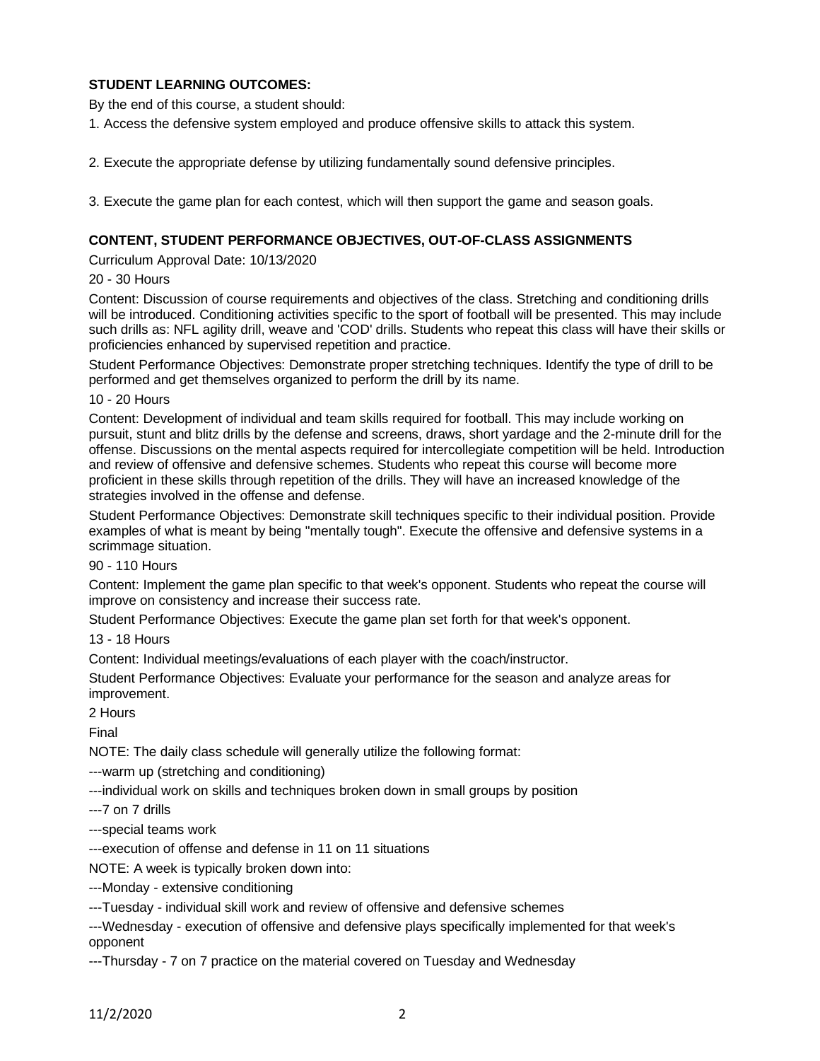**STUDENT LEARNING OUTCOMES:**

By the end of this course, a student should:

1. Access the defensive system employed and produce offensive skills to attack this system.

2. Execute the appropriate defense by utilizing fundamentally sound defensive principles.

3. Execute the game plan for each contest, which will then support the game and season goals.

**CONTENT, STUDENT PERFORMANCE OBJECTIVES, OUT-OF-CLASS ASSIGNMENTS**

Curriculum Approval Date: 10/13/2020

20 - 30 Hours

Content: Discussion of course requirements and objectives of the class. Stretching and conditioning drills will be introduced. Conditioning activities specific to the sport of football will be presented. This may include such drills as: NFL agility drill, weave and 'COD' drills. Students who repeat this class will have their skills or proficiencies enhanced by supervised repetition and practice.

Student Performance Objectives: Demonstrate proper stretching techniques. Identify the type of drill to be performed and get themselves organized to perform the drill by its name.

10 - 20 Hours

Content: Development of individual and team skills required for football. This may include working on pursuit, stunt and blitz drills by the defense and screens, draws, short yardage and the 2-minute drill for the offense. Discussions on the mental aspects required for intercollegiate competition will be held. Introduction and review of offensive and defensive schemes. Students who repeat this course will become more proficient in these skills through repetition of the drills. They will have an increased knowledge of the strategies involved in the offense and defense.

Student Performance Objectives: Demonstrate skill techniques specific to their individual position. Provide examples of what is meant by being "mentally tough". Execute the offensive and defensive systems in a scrimmage situation.

90 - 110 Hours

Content: Implement the game plan specific to that week's opponent. Students who repeat the course will improve on consistency and increase their success rate.

Student Performance Objectives: Execute the game plan set forth for that week's opponent.

13 - 18 Hours

Content: Individual meetings/evaluations of each player with the coach/instructor.

Student Performance Objectives: Evaluate your performance for the season and analyze areas for improvement.

2 Hours

Final

NOTE: The daily class schedule will generally utilize the following format:

---warm up (stretching and conditioning)

---individual work on skills and techniques broken down in small groups by position

---7 on 7 drills

---special teams work

---execution of offense and defense in 11 on 11 situations

NOTE: A week is typically broken down into:

---Monday - extensive conditioning

---Tuesday - individual skill work and review of offensive and defensive schemes

---Wednesday - execution of offensive and defensive plays specifically implemented for that week's opponent

---Thursday - 7 on 7 practice on the material covered on Tuesday and Wednesday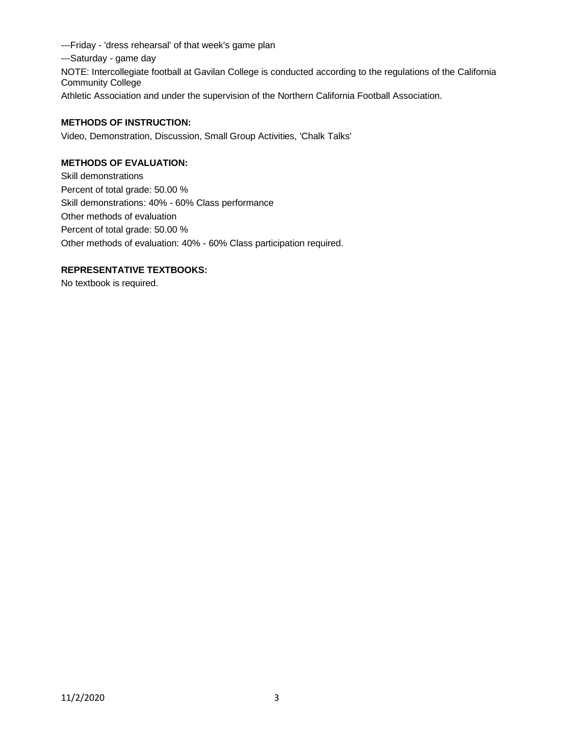---Friday - 'dress rehearsal' of that week's game plan

---Saturday - game day

NOTE: Intercollegiate football at Gavilan College is conducted according to the regulations of the California Community College

Athletic Association and under the supervision of the Northern California Football Association.

**METHODS OF INSTRUCTION:**

Video, Demonstration, Discussion, Small Group Activities, 'Chalk Talks'

**METHODS OF EVALUATION:**

Skill demonstrations

Percent of total grade: 50.00 %

Skill demonstrations: 40% - 60% Class performance

Other methods of evaluation

Percent of total grade: 50.00 %

Other methods of evaluation: 40% - 60% Class participation required.

**REPRESENTATIVE TEXTBOOKS:**

No textbook is required.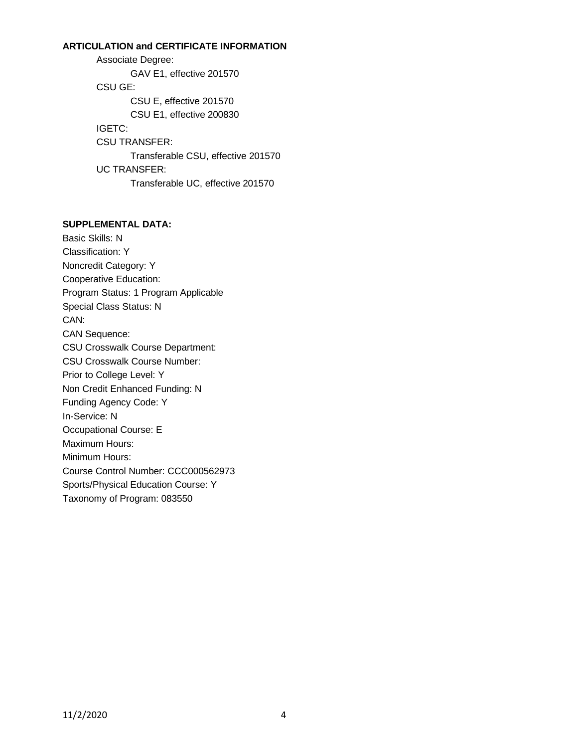**ARTICULATION and CERTIFICATE INFORMATION**

Associate Degree:
- GAV E1, effective 201570

CSU GE:
- CSU E, effective 201570
- CSU E1, effective 200830

IGETC:

CSU TRANSFER:
- Transferable CSU, effective 201570

UC TRANSFER:
- Transferable UC, effective 201570

**SUPPLEMENTAL DATA:**

Basic Skills: N
Classification: Y
Noncredit Category: Y
Cooperative Education:
Program Status: 1 Program Applicable
Special Class Status: N
CAN:
CAN Sequence:
CSU Crosswalk Course Department:
CSU Crosswalk Course Number:
Prior to College Level: Y
Non Credit Enhanced Funding: N
Funding Agency Code: Y
In-Service: N
Occupational Course: E
Maximum Hours:
Minimum Hours:
Course Control Number: CCC000562973
Sports/Physical Education Course: Y
Taxonomy of Program: 083550